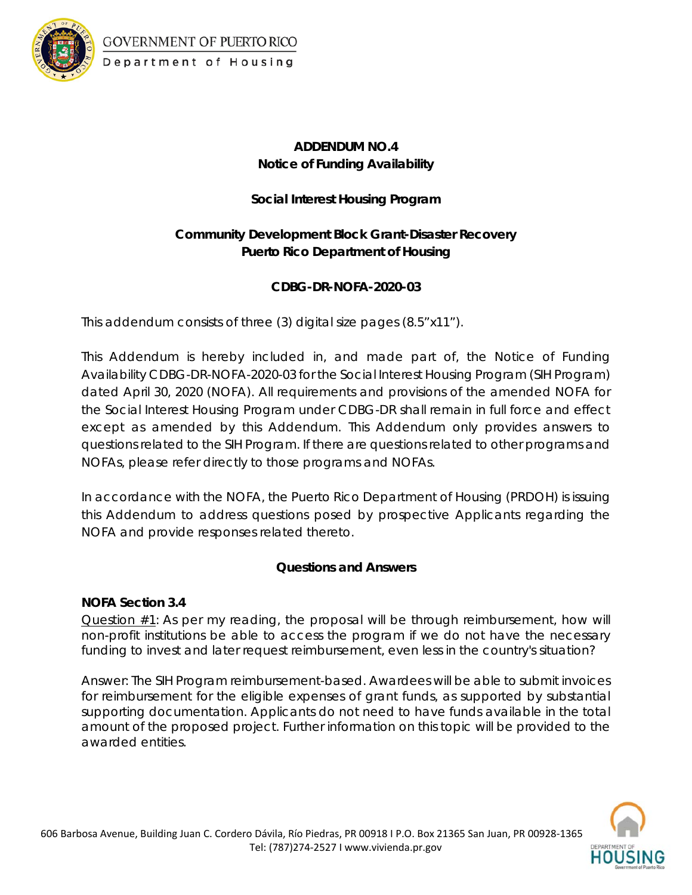**ADDENDUM NO.4**
**Notice of Funding Availability**

**Social Interest Housing Program**

**Community Development Block Grant-Disaster Recovery**
**Puerto Rico Department of Housing**

**CDBG-DR-NOFA-2020-03**

This addendum consists of three (3) digital size pages (8.5"x11").

This Addendum is hereby included in, and made part of, the Notice of Funding Availability CDBG-DR-NOFA-2020-03 for the Social Interest Housing Program (SIH Program) dated April 30, 2020 (NOFA). All requirements and provisions of the amended NOFA for the Social Interest Housing Program under CDBG-DR shall remain in full force and effect except as amended by this Addendum. This Addendum only provides answers to questions related to the SIH Program. If there are questions related to other programs and NOFAs, please refer directly to those programs and NOFAs.

In accordance with the NOFA, the Puerto Rico Department of Housing (PRDOH) is issuing this Addendum to address questions posed by prospective Applicants regarding the NOFA and provide responses related thereto.

**Questions and Answers**

**NOFA Section 3.4**

<u>Question #1</u>: As per my reading, the proposal will be through reimbursement, how will non-profit institutions be able to access the program if we do not have the necessary funding to invest and later request reimbursement, even less in the country's situation?

Answer: The SIH Program reimbursement-based. Awardees will be able to submit invoices for reimbursement for the eligible expenses of grant funds, as supported by substantial supporting documentation. Applicants do not need to have funds available in the total amount of the proposed project. Further information on this topic will be provided to the awarded entities.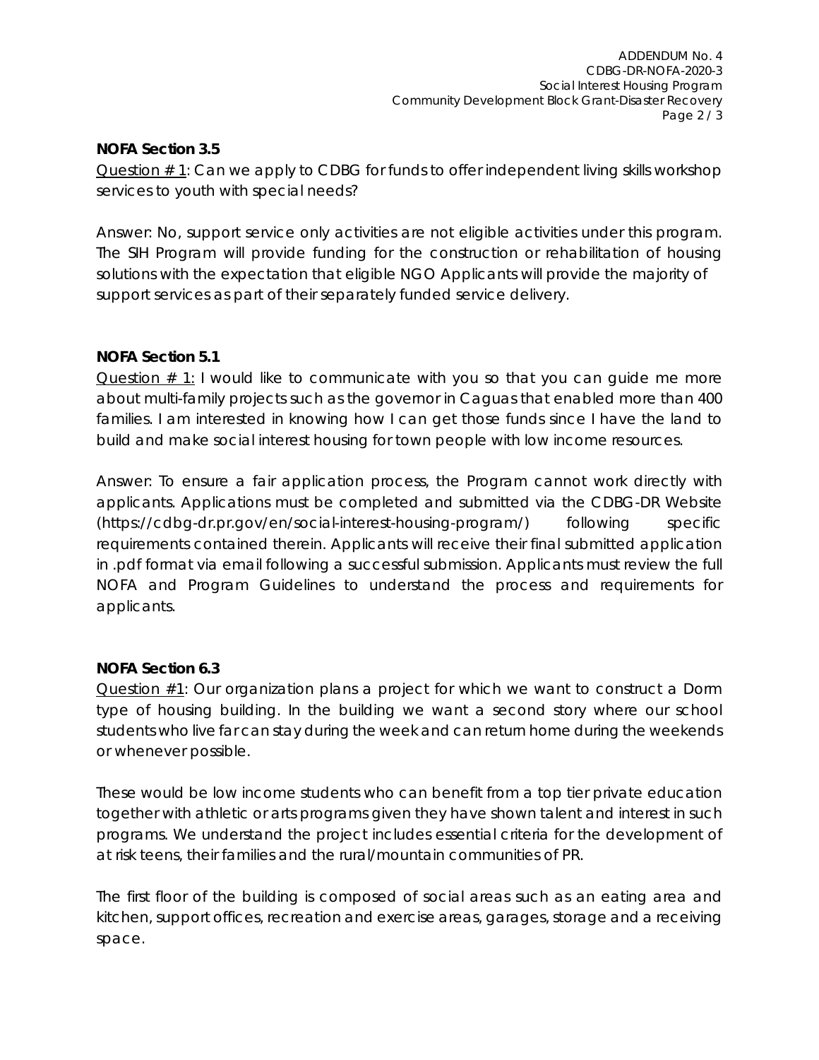**NOFA Section 3.5**

Question # 1: Can we apply to CDBG for funds to offer independent living skills workshop services to youth with special needs?

Answer: No, support service only activities are not eligible activities under this program. The SIH Program will provide funding for the construction or rehabilitation of housing solutions with the expectation that eligible NGO Applicants will provide the majority of support services as part of their separately funded service delivery.

**NOFA Section 5.1**

Question # 1: I would like to communicate with you so that you can guide me more about multi-family projects such as the governor in Caguas that enabled more than 400 families. I am interested in knowing how I can get those funds since I have the land to build and make social interest housing for town people with low income resources.

Answer: To ensure a fair application process, the Program cannot work directly with applicants. Applications must be completed and submitted via the CDBG-DR Website (https://cdbg-dr.pr.gov/en/social-interest-housing-program/) following specific requirements contained therein. Applicants will receive their final submitted application in .pdf format via email following a successful submission. Applicants must review the full NOFA and Program Guidelines to understand the process and requirements for applicants.

**NOFA Section 6.3**

Question #1: Our organization plans a project for which we want to construct a Dorm type of housing building. In the building we want a second story where our school students who live far can stay during the week and can return home during the weekends or whenever possible.

These would be low income students who can benefit from a top tier private education together with athletic or arts programs given they have shown talent and interest in such programs. We understand the project includes essential criteria for the development of at risk teens, their families and the rural/mountain communities of PR.

The first floor of the building is composed of social areas such as an eating area and kitchen, support offices, recreation and exercise areas, garages, storage and a receiving space.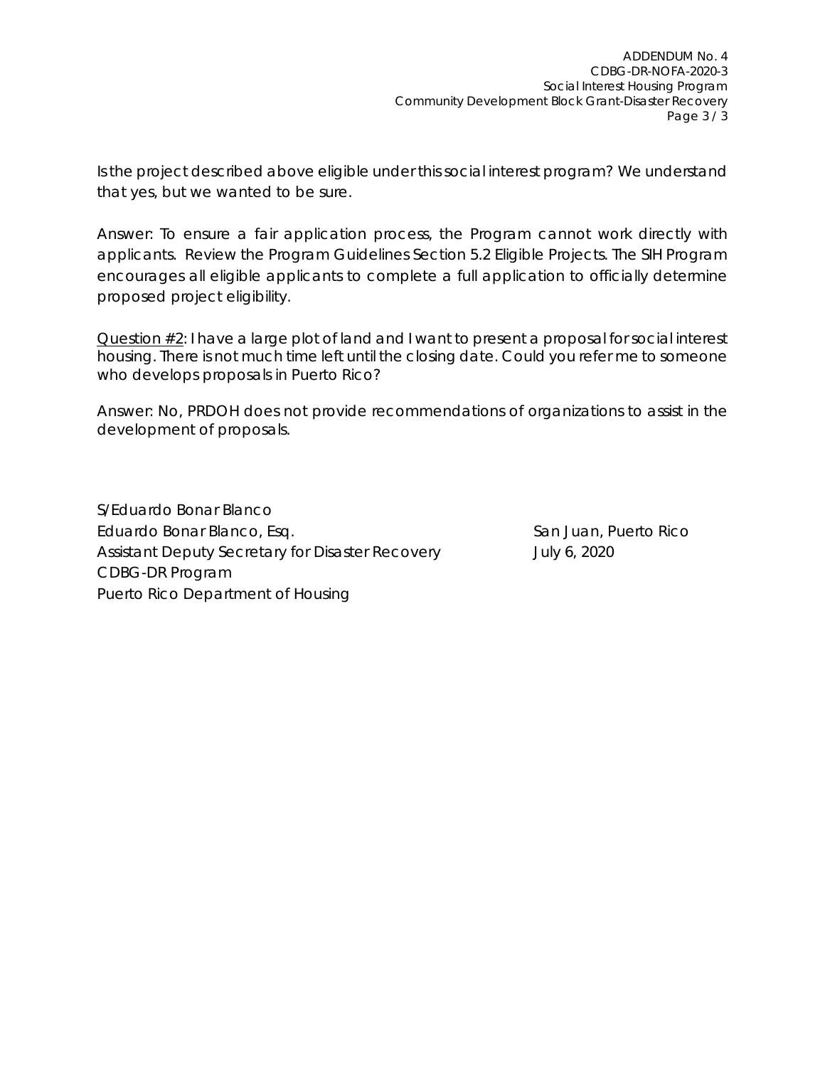Is the project described above eligible under this social interest program? We understand that yes, but we wanted to be sure.

Answer: To ensure a fair application process, the Program cannot work directly with applicants. Review the Program Guidelines Section 5.2 Eligible Projects. The SIH Program encourages all eligible applicants to complete a full application to officially determine proposed project eligibility.

<u>Question #2</u>: I have a large plot of land and I want to present a proposal for social interest housing. There is not much time left until the closing date. Could you refer me to someone who develops proposals in Puerto Rico?

Answer: No, PRDOH does not provide recommendations of organizations to assist in the development of proposals.

S/Eduardo Bonar Blanco
Eduardo Bonar Blanco, Esq.
Assistant Deputy Secretary for Disaster Recovery
CDBG-DR Program
Puerto Rico Department of Housing

San Juan, Puerto Rico
July 6, 2020